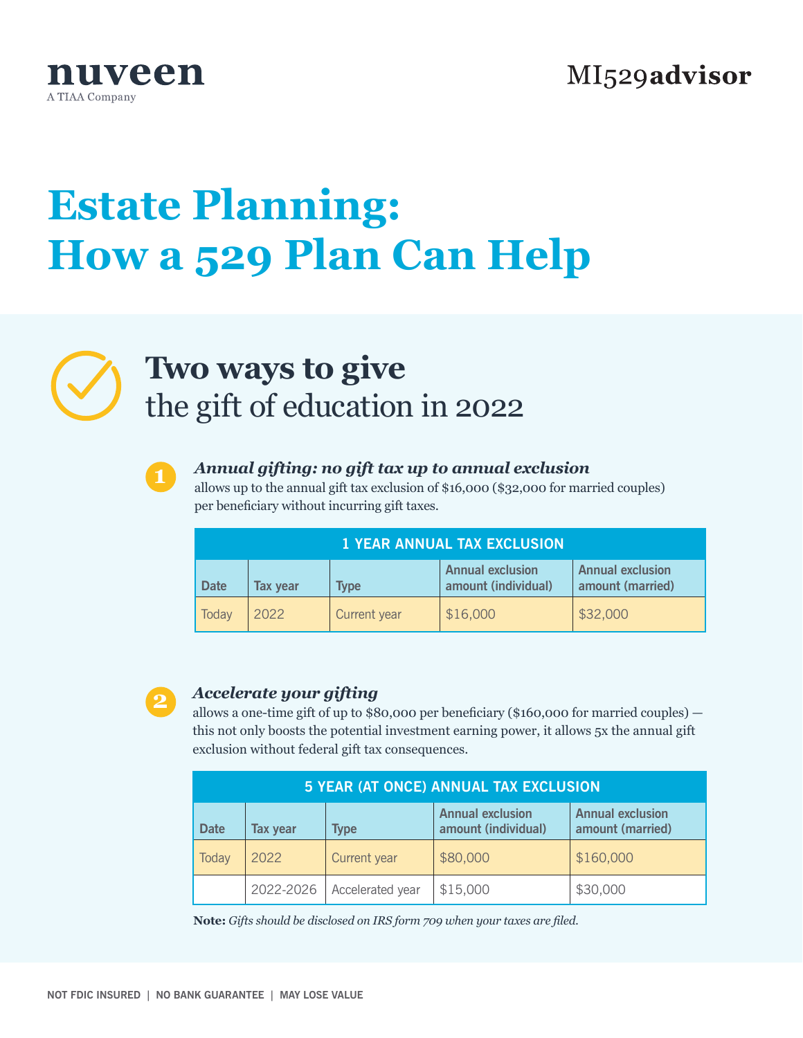nuveen
A TIAA Company

MI529**advisor**

# Estate Planning: How a 529 Plan Can Help

## **Two ways to give** the gift of education in 2022

**1** ***Annual gifting: no gift tax up to annual exclusion***
allows up to the annual gift tax exclusion of $16,000 ($32,000 for married couples) per beneficiary without incurring gift taxes.

| 1 YEAR ANNUAL TAX EXCLUSION | | | | |
|---|---|---|---|---|
| Date | Tax year | Type | Annual exclusion amount (individual) | Annual exclusion amount (married) |
| Today | 2022 | Current year | $16,000 | $32,000 |

**2** ***Accelerate your gifting***
allows a one-time gift of up to $80,000 per beneficiary ($160,000 for married couples) — this not only boosts the potential investment earning power, it allows 5x the annual gift exclusion without federal gift tax consequences.

| 5 YEAR (AT ONCE) ANNUAL TAX EXCLUSION | | | | |
|---|---|---|---|---|
| Date | Tax year | Type | Annual exclusion amount (individual) | Annual exclusion amount (married) |
| Today | 2022 | Current year | $80,000 | $160,000 |
| | 2022-2026 | Accelerated year | $15,000 | $30,000 |

**Note:** *Gifts should be disclosed on IRS form 709 when your taxes are filed.*

NOT FDIC INSURED | NO BANK GUARANTEE | MAY LOSE VALUE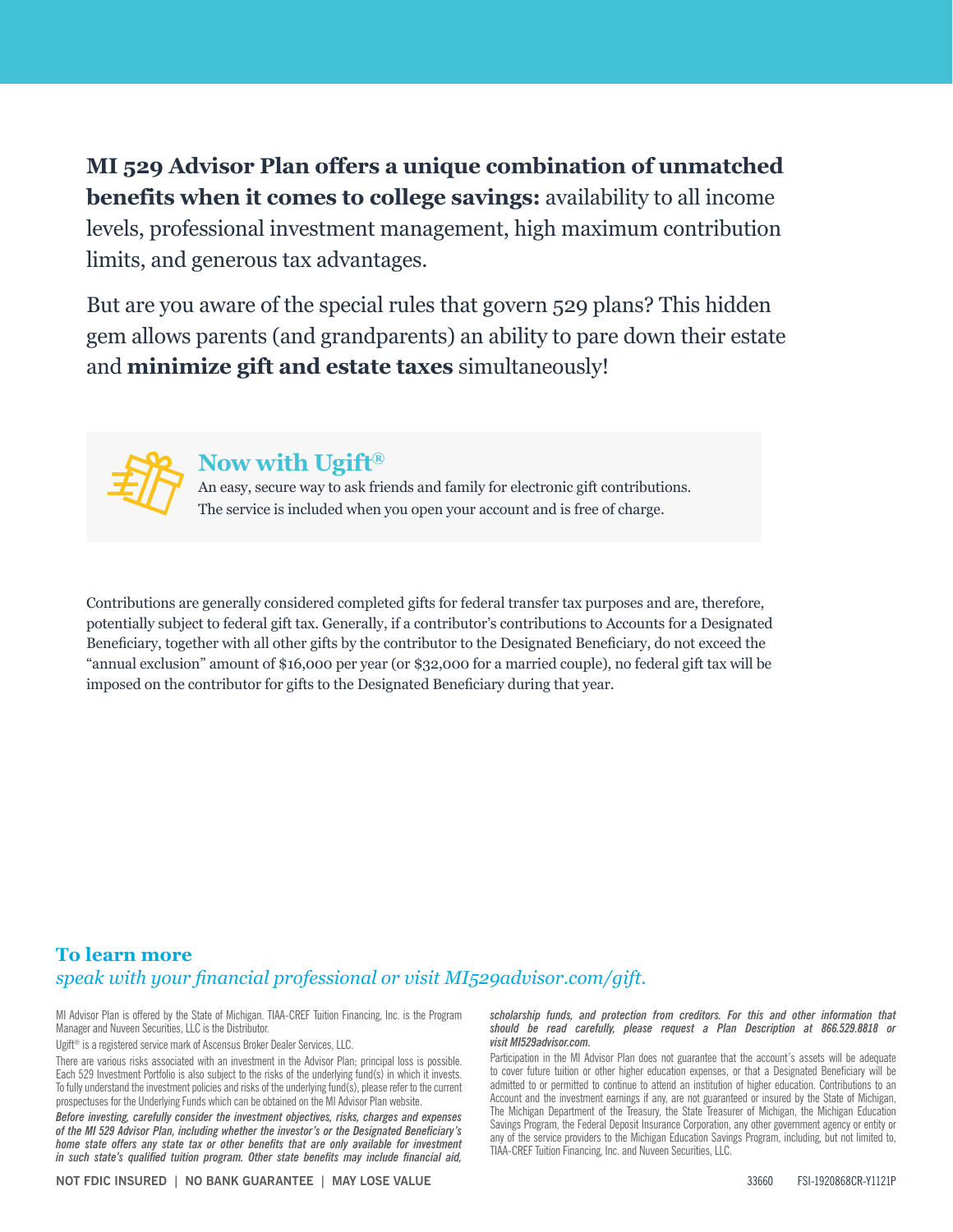**MI 529 Advisor Plan offers a unique combination of unmatched benefits when it comes to college savings:** availability to all income levels, professional investment management, high maximum contribution limits, and generous tax advantages.

But are you aware of the special rules that govern 529 plans? This hidden gem allows parents (and grandparents) an ability to pare down their estate and **minimize gift and estate taxes** simultaneously!

## Now with Ugift®

An easy, secure way to ask friends and family for electronic gift contributions. The service is included when you open your account and is free of charge.

Contributions are generally considered completed gifts for federal transfer tax purposes and are, therefore, potentially subject to federal gift tax. Generally, if a contributor's contributions to Accounts for a Designated Beneficiary, together with all other gifts by the contributor to the Designated Beneficiary, do not exceed the "annual exclusion" amount of $16,000 per year (or $32,000 for a married couple), no federal gift tax will be imposed on the contributor for gifts to the Designated Beneficiary during that year.

## To learn more

*speak with your financial professional or visit MI529advisor.com/gift.*

MI Advisor Plan is offered by the State of Michigan. TIAA-CREF Tuition Financing, Inc. is the Program Manager and Nuveen Securities, LLC is the Distributor.

Ugift® is a registered service mark of Ascensus Broker Dealer Services, LLC.

There are various risks associated with an investment in the Advisor Plan; principal loss is possible. Each 529 Investment Portfolio is also subject to the risks of the underlying fund(s) in which it invests. To fully understand the investment policies and risks of the underlying fund(s), please refer to the current prospectuses for the Underlying Funds which can be obtained on the MI Advisor Plan website.

***Before investing, carefully consider the investment objectives, risks, charges and expenses of the MI 529 Advisor Plan, including whether the investor's or the Designated Beneficiary's home state offers any state tax or other benefits that are only available for investment in such state's qualified tuition program. Other state benefits may include financial aid, scholarship funds, and protection from creditors. For this and other information that should be read carefully, please request a Plan Description at 866.529.8818 or visit MI529advisor.com.***

Participation in the MI Advisor Plan does not guarantee that the account's assets will be adequate to cover future tuition or other higher education expenses, or that a Designated Beneficiary will be admitted to or permitted to continue to attend an institution of higher education. Contributions to an Account and the investment earnings if any, are not guaranteed or insured by the State of Michigan, The Michigan Department of the Treasury, the State Treasurer of Michigan, the Michigan Education Savings Program, the Federal Deposit Insurance Corporation, any other government agency or entity or any of the service providers to the Michigan Education Savings Program, including, but not limited to, TIAA-CREF Tuition Financing, Inc. and Nuveen Securities, LLC.

**NOT FDIC INSURED | NO BANK GUARANTEE | MAY LOSE VALUE**

33660 FSI-1920868CR-Y1121P